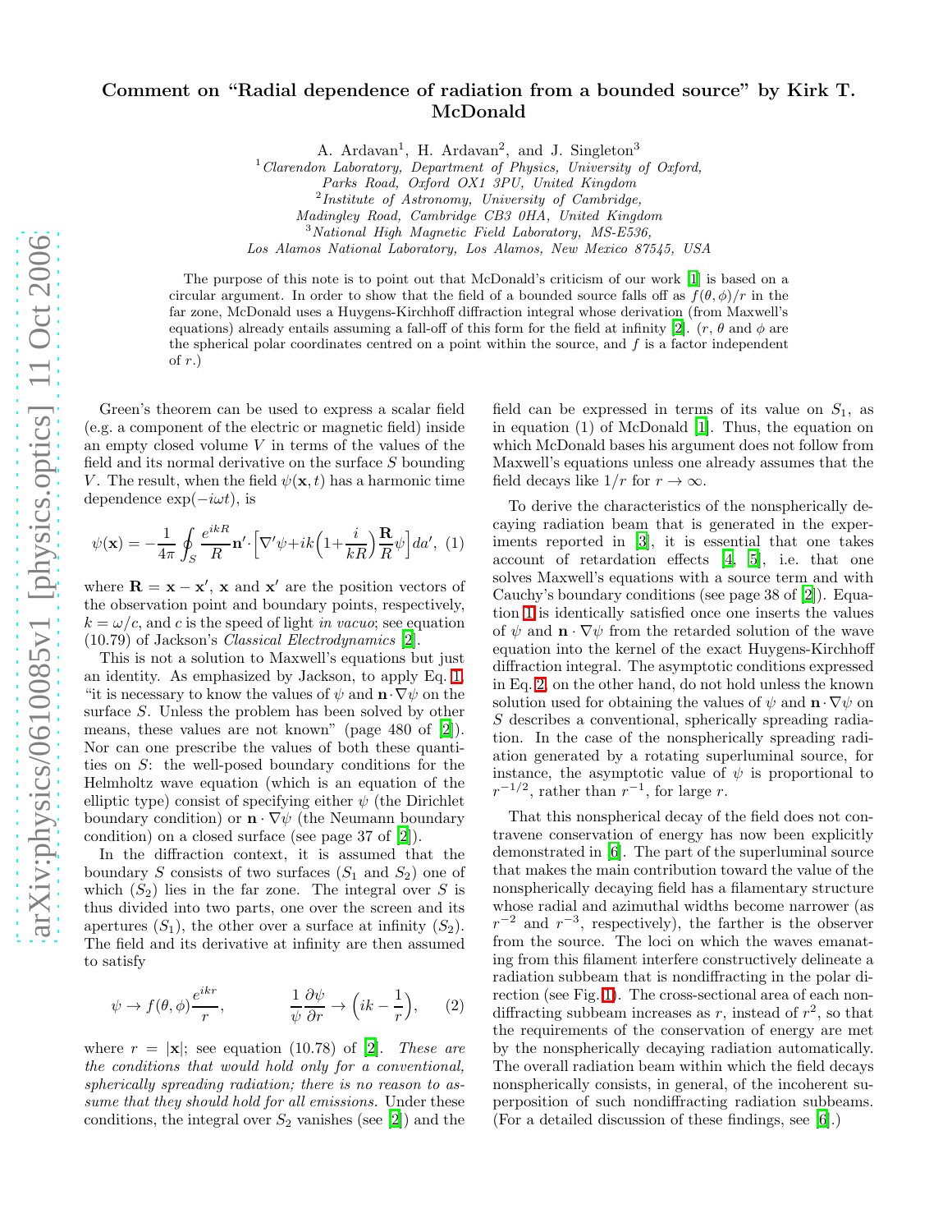# Comment on "Radial dependence of radiation from a bounded source" by Kirk T. McDonald

A. Ardavan[1], H. Ardavan[2], and J. Singleton[3]

[1]*Clarendon Laboratory, Department of Physics, University of Oxford, Parks Road, Oxford OX1 3PU, United Kingdom*
[2]*Institute of Astronomy, University of Cambridge, Madingley Road, Cambridge CB3 0HA, United Kingdom*
[3]*National High Magnetic Field Laboratory, MS-E536, Los Alamos National Laboratory, Los Alamos, New Mexico 87545, USA*

The purpose of this note is to point out that McDonald's criticism of our work [1] is based on a circular argument. In order to show that the field of a bounded source falls off as $f(\theta, \phi)/r$ in the far zone, McDonald uses a Huygens-Kirchhoff diffraction integral whose derivation (from Maxwell's equations) already entails assuming a fall-off of this form for the field at infinity [2]. ($r$, $\theta$ and $\phi$ are the spherical polar coordinates centred on a point within the source, and $f$ is a factor independent of $r$.)

Green's theorem can be used to express a scalar field (e.g. a component of the electric or magnetic field) inside an empty closed volume $V$ in terms of the values of the field and its normal derivative on the surface $S$ bounding $V$. The result, when the field $\psi(\mathbf{x}, t)$ has a harmonic time dependence $\exp(-i\omega t)$, is

$$\psi(\mathbf{x}) = -\frac{1}{4\pi}\oint_S \frac{e^{ikR}}{R}\mathbf{n}'\cdot\Big[\nabla'\psi + ik\Big(1+\frac{i}{kR}\Big)\frac{\mathbf{R}}{R}\psi\Big]da', \quad (1)$$

where $\mathbf{R} = \mathbf{x} - \mathbf{x}'$, $\mathbf{x}$ and $\mathbf{x}'$ are the position vectors of the observation point and boundary points, respectively, $k = \omega/c$, and $c$ is the speed of light *in vacuo*; see equation (10.79) of Jackson's *Classical Electrodynamics* [2].

This is not a solution to Maxwell's equations but just an identity. As emphasized by Jackson, to apply Eq. 1, "it is necessary to know the values of $\psi$ and $\mathbf{n}\cdot\nabla\psi$ on the surface $S$. Unless the problem has been solved by other means, these values are not known" (page 480 of [2]). Nor can one prescribe the values of both these quantities on $S$: the well-posed boundary conditions for the Helmholtz wave equation (which is an equation of the elliptic type) consist of specifying either $\psi$ (the Dirichlet boundary condition) or $\mathbf{n}\cdot\nabla\psi$ (the Neumann boundary condition) on a closed surface (see page 37 of [2]).

In the diffraction context, it is assumed that the boundary $S$ consists of two surfaces ($S_1$ and $S_2$) one of which ($S_2$) lies in the far zone. The integral over $S$ is thus divided into two parts, one over the screen and its apertures ($S_1$), the other over a surface at infinity ($S_2$). The field and its derivative at infinity are then assumed to satisfy

$$\psi \to f(\theta,\phi)\frac{e^{ikr}}{r}, \qquad \frac{1}{\psi}\frac{\partial\psi}{\partial r} \to \Big(ik - \frac{1}{r}\Big), \quad (2)$$

where $r = |\mathbf{x}|$; see equation (10.78) of [2]. *These are the conditions that would hold only for a conventional, spherically spreading radiation; there is no reason to assume that they should hold for all emissions.* Under these conditions, the integral over $S_2$ vanishes (see [2]) and the field can be expressed in terms of its value on $S_1$, as in equation (1) of McDonald [1]. Thus, the equation on which McDonald bases his argument does not follow from Maxwell's equations unless one already assumes that the field decays like $1/r$ for $r \to \infty$.

To derive the characteristics of the nonspherically decaying radiation beam that is generated in the experiments reported in [3], it is essential that one takes account of retardation effects [4, 5], i.e. that one solves Maxwell's equations with a source term and with Cauchy's boundary conditions (see page 38 of [2]). Equation 1 is identically satisfied once one inserts the values of $\psi$ and $\mathbf{n}\cdot\nabla\psi$ from the retarded solution of the wave equation into the kernel of the exact Huygens-Kirchhoff diffraction integral. The asymptotic conditions expressed in Eq. 2, on the other hand, do not hold unless the known solution used for obtaining the values of $\psi$ and $\mathbf{n}\cdot\nabla\psi$ on $S$ describes a conventional, spherically spreading radiation. In the case of the nonspherically spreading radiation generated by a rotating superluminal source, for instance, the asymptotic value of $\psi$ is proportional to $r^{-1/2}$, rather than $r^{-1}$, for large $r$.

That this nonspherical decay of the field does not contravene conservation of energy has now been explicitly demonstrated in [6]. The part of the superluminal source that makes the main contribution toward the value of the nonspherically decaying field has a filamentary structure whose radial and azimuthal widths become narrower (as $r^{-2}$ and $r^{-3}$, respectively), the farther is the observer from the source. The loci on which the waves emanating from this filament interfere constructively delineate a radiation subbeam that is nondiffracting in the polar direction (see Fig. 1). The cross-sectional area of each nondiffracting subbeam increases as $r$, instead of $r^2$, so that the requirements of the conservation of energy are met by the nonspherically decaying radiation automatically. The overall radiation beam within which the field decays nonspherically consists, in general, of the incoherent superposition of such nondiffracting radiation subbeams. (For a detailed discussion of these findings, see [6].)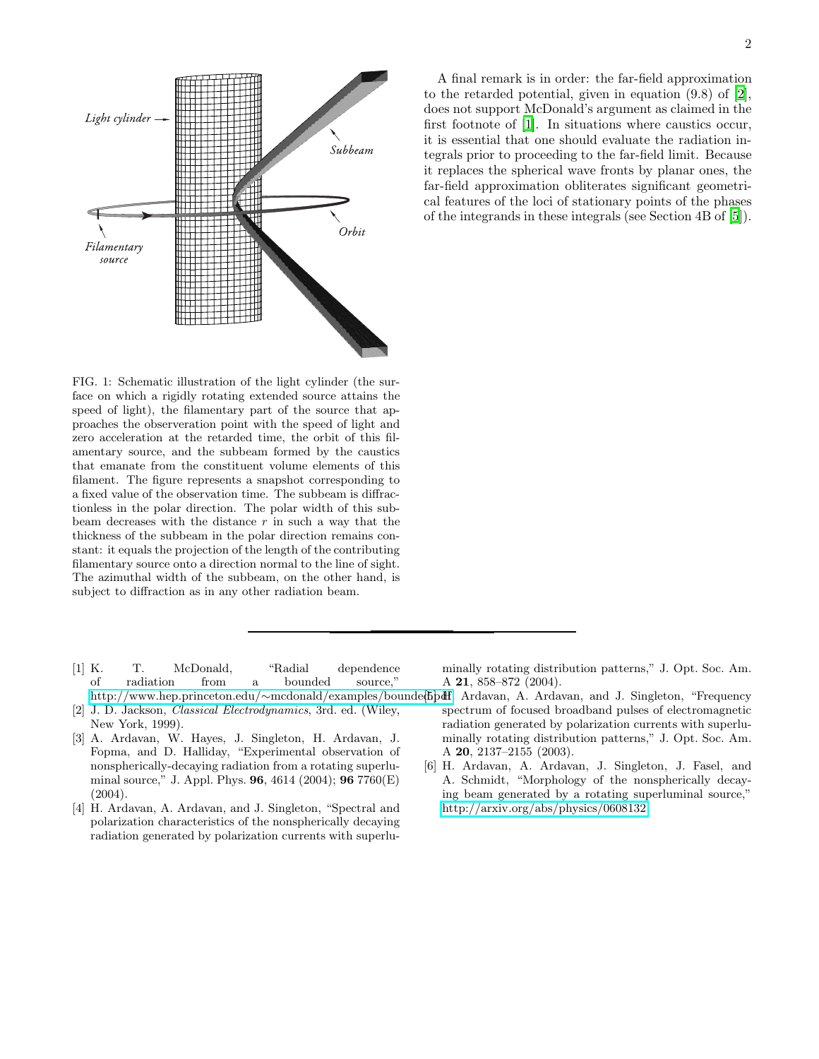Light cylinder

Subbeam

Orbit

Filamentary source

FIG. 1: Schematic illustration of the light cylinder (the surface on which a rigidly rotating extended source attains the speed of light), the filamentary part of the source that approaches the observeration point with the speed of light and zero acceleration at the retarded time, the orbit of this filamentary source, and the subbeam formed by the caustics that emanate from the constituent volume elements of this filament. The figure represents a snapshot corresponding to a fixed value of the observation time. The subbeam is diffractionless in the polar direction. The polar width of this subbeam decreases with the distance $r$ in such a way that the thickness of the subbeam in the polar direction remains constant: it equals the projection of the length of the contributing filamentary source onto a direction normal to the line of sight. The azimuthal width of the subbeam, on the other hand, is subject to diffraction as in any other radiation beam.

A final remark is in order: the far-field approximation to the retarded potential, given in equation (9.8) of [2], does not support McDonald's argument as claimed in the first footnote of [1]. In situations where caustics occur, it is essential that one should evaluate the radiation integrals prior to proceeding to the far-field limit. Because it replaces the spherical wave fronts by planar ones, the far-field approximation obliterates significant geometrical features of the loci of stationary points of the phases of the integrands in these integrals (see Section 4B of [5]).

---

[1] K. T. McDonald, "Radial dependence of radiation from a bounded source," http://www.hep.princeton.edu/∼mcdonald/examples/bounded.pdf

[2] J. D. Jackson, *Classical Electrodynamics*, 3rd. ed. (Wiley, New York, 1999).

[3] A. Ardavan, W. Hayes, J. Singleton, H. Ardavan, J. Fopma, and D. Halliday, "Experimental observation of nonspherically-decaying radiation from a rotating superluminal source," J. Appl. Phys. **96**, 4614 (2004); **96** 7760(E) (2004).

[4] H. Ardavan, A. Ardavan, and J. Singleton, "Spectral and polarization characteristics of the nonspherically decaying radiation generated by polarization currents with superluminally rotating distribution patterns," J. Opt. Soc. Am. A **21**, 858–872 (2004).

[5] H. Ardavan, A. Ardavan, and J. Singleton, "Frequency spectrum of focused broadband pulses of electromagnetic radiation generated by polarization currents with superluminally rotating distribution patterns," J. Opt. Soc. Am. A **20**, 2137–2155 (2003).

[6] H. Ardavan, A. Ardavan, J. Singleton, J. Fasel, and A. Schmidt, "Morphology of the nonspherically decaying beam generated by a rotating superluminal source," http://arxiv.org/abs/physics/0608132